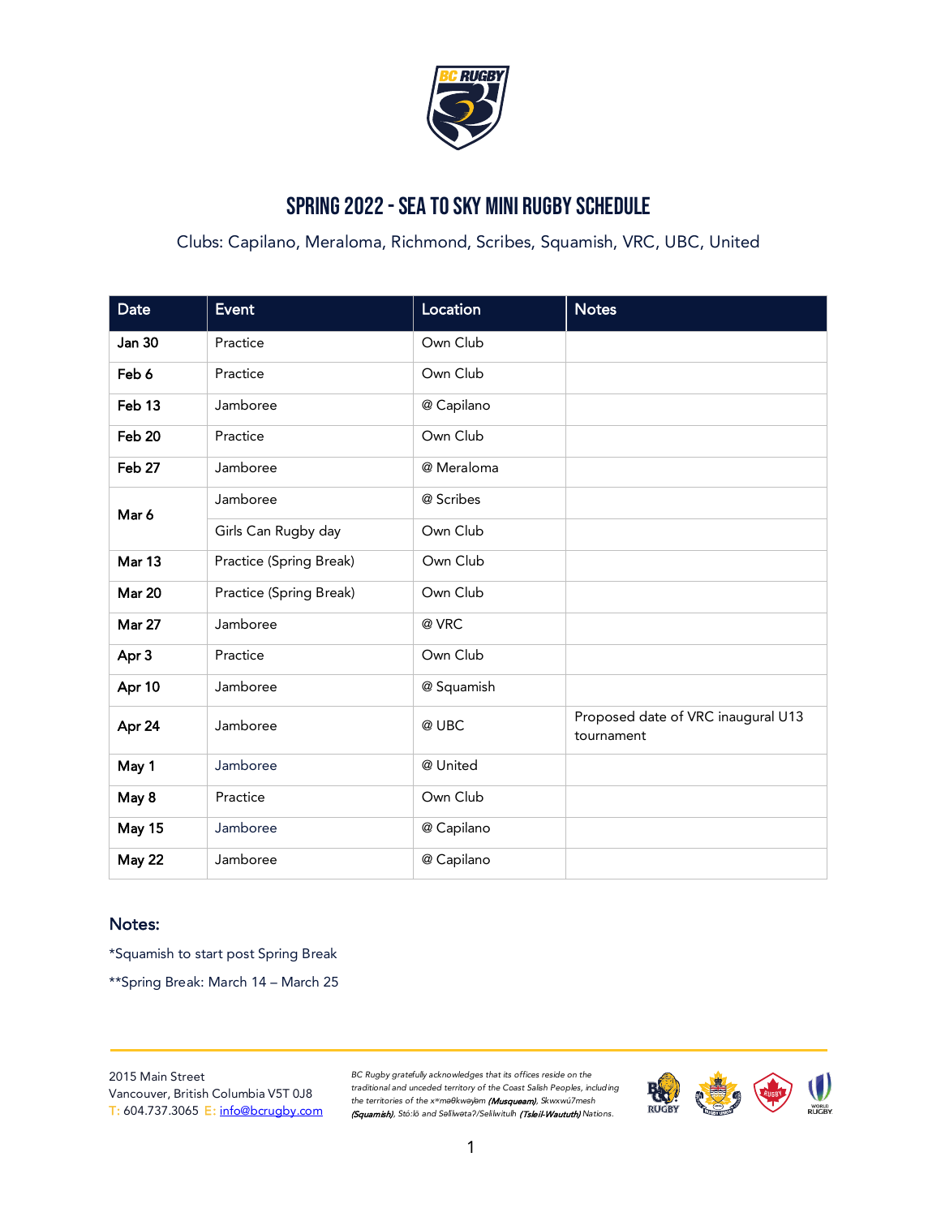# SPRING 2022 - SEA TO SKY MINI RUGBY SCHEDULE

Clubs: Capilano, Meraloma, Richmond, Scribes, Squamish, VRC, UBC, United

| Date | Event | Location | Notes |
|---|---|---|---|
| Jan 30 | Practice | Own Club | |
| Feb 6 | Practice | Own Club | |
| Feb 13 | Jamboree | @ Capilano | |
| Feb 20 | Practice | Own Club | |
| Feb 27 | Jamboree | @ Meraloma | |
| Mar 6 | Jamboree | @ Scribes | |
| | Girls Can Rugby day | Own Club | |
| Mar 13 | Practice (Spring Break) | Own Club | |
| Mar 20 | Practice (Spring Break) | Own Club | |
| Mar 27 | Jamboree | @ VRC | |
| Apr 3 | Practice | Own Club | |
| Apr 10 | Jamboree | @ Squamish | |
| Apr 24 | Jamboree | @ UBC | Proposed date of VRC inaugural U13 tournament |
| May 1 | Jamboree | @ United | |
| May 8 | Practice | Own Club | |
| May 15 | Jamboree | @ Capilano | |
| May 22 | Jamboree | @ Capilano | |

## Notes:

*Squamish to start post Spring Break

**Spring Break: March 14 – March 25

2015 Main Street
Vancouver, British Columbia V5T 0J8
T: 604.737.3065 E: info@bcrugby.com

*BC Rugby gratefully acknowledges that its offices reside on the traditional and unceded territory of the Coast Salish Peoples, including the territories of the xʷməθkʷəy̓əm **(Musqueam)**, Skwxwú7mesh **(Squamish)**, Stó:lō and Səl̓ílwətaʔ/Selilwitulh **(Tsleil-Waututh)** Nations.*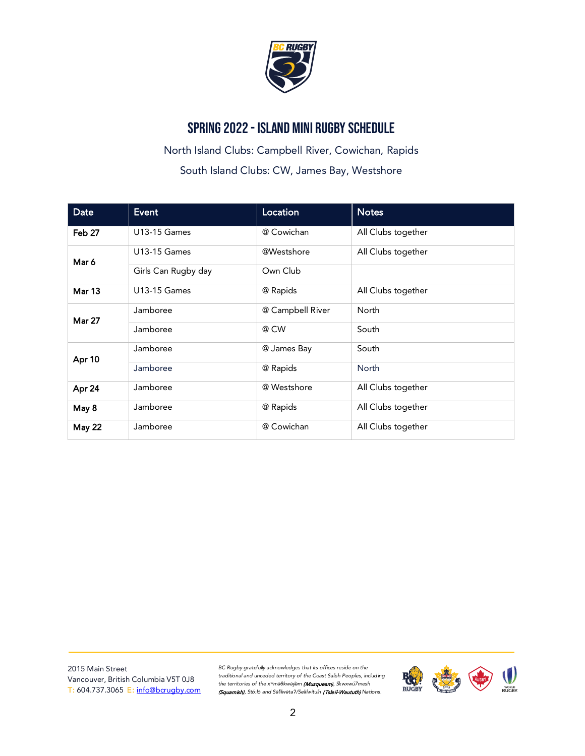# SPRING 2022 - ISLAND MINI RUGBY SCHEDULE

North Island Clubs: Campbell River, Cowichan, Rapids

South Island Clubs: CW, James Bay, Westshore

| Date | Event | Location | Notes |
|---|---|---|---|
| **Feb 27** | U13-15 Games | @ Cowichan | All Clubs together |
| **Mar 6** | U13-15 Games | @Westshore | All Clubs together |
| | Girls Can Rugby day | Own Club | |
| **Mar 13** | U13-15 Games | @ Rapids | All Clubs together |
| **Mar 27** | Jamboree | @ Campbell River | North |
| | Jamboree | @ CW | South |
| **Apr 10** | Jamboree | @ James Bay | South |
| | Jamboree | @ Rapids | North |
| **Apr 24** | Jamboree | @ Westshore | All Clubs together |
| **May 8** | Jamboree | @ Rapids | All Clubs together |
| **May 22** | Jamboree | @ Cowichan | All Clubs together |

2015 Main Street
Vancouver, British Columbia V5T 0J8
T: 604.737.3065 E: info@bcrugby.com

*BC Rugby gratefully acknowledges that its offices reside on the traditional and unceded territory of the Coast Salish Peoples, including the territories of the xʷməθkwəy̓əm (**Musqueam**), Skwxwú7mesh (**Squamish**), Stó:lō and Səl̓ílwətaʔ/Selilwitulh (**Tsleil-Waututh**) Nations.*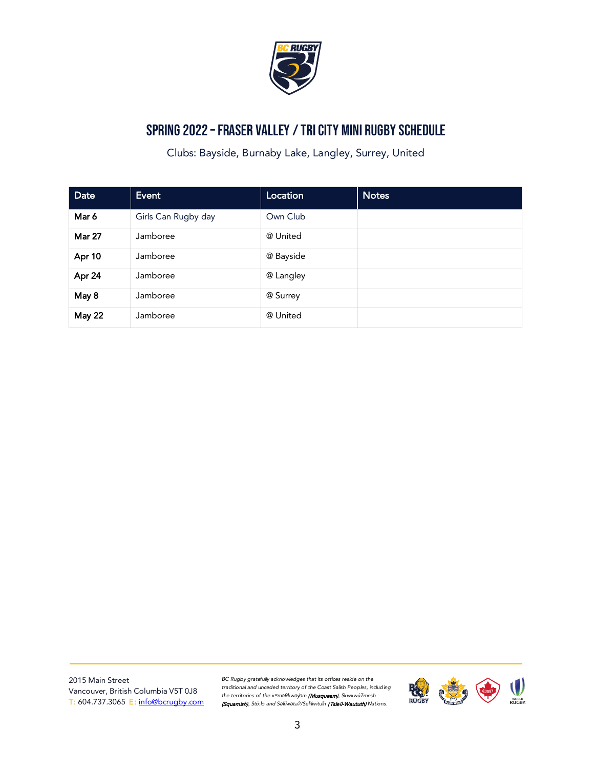# SPRING 2022 – FRASER VALLEY / TRI CITY MINI RUGBY SCHEDULE

Clubs: Bayside, Burnaby Lake, Langley, Surrey, United

| Date | Event | Location | Notes |
|---|---|---|---|
| Mar 6 | Girls Can Rugby day | Own Club | |
| Mar 27 | Jamboree | @ United | |
| Apr 10 | Jamboree | @ Bayside | |
| Apr 24 | Jamboree | @ Langley | |
| May 8 | Jamboree | @ Surrey | |
| May 22 | Jamboree | @ United | |

2015 Main Street
Vancouver, British Columbia V5T 0J8
T: 604.737.3065 E: info@bcrugby.com

*BC Rugby gratefully acknowledges that its offices reside on the traditional and unceded territory of the Coast Salish Peoples, including the territories of the xʷməθkʷəy̓əm **(Musqueam)**, Skwxwú7mesh **(Squamish)**, Stó:lō and Səl̓ílwətaʔ/Selilwitulh **(Tsleil-Waututh)** Nations.*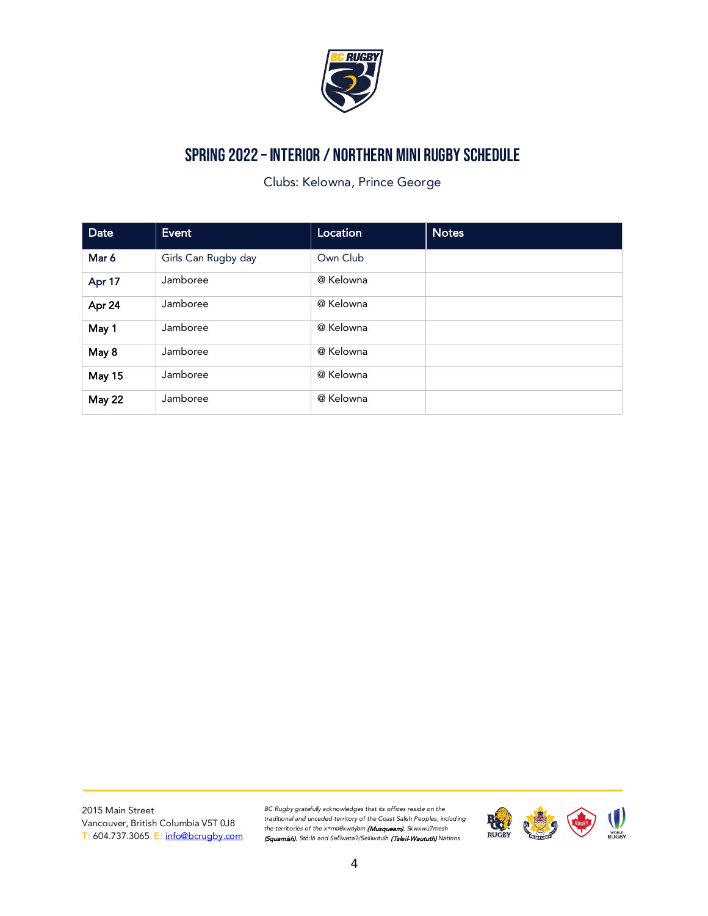# SPRING 2022 – INTERIOR / NORTHERN MINI RUGBY SCHEDULE

Clubs: Kelowna, Prince George

| Date | Event | Location | Notes |
|---|---|---|---|
| Mar 6 | Girls Can Rugby day | Own Club | |
| Apr 17 | Jamboree | @ Kelowna | |
| Apr 24 | Jamboree | @ Kelowna | |
| May 1 | Jamboree | @ Kelowna | |
| May 8 | Jamboree | @ Kelowna | |
| May 15 | Jamboree | @ Kelowna | |
| May 22 | Jamboree | @ Kelowna | |

2015 Main Street
Vancouver, British Columbia V5T 0J8
T: 604.737.3065 E: info@bcrugby.com

*BC Rugby gratefully acknowledges that its offices reside on the traditional and unceded territory of the Coast Salish Peoples, including the territories of the xʷməθkʷəy̓əm **(Musqueam)**, Skwxwú7mesh **(Squamish)**, Stó:lō and Səl̓ílwətaʔ/Selilwitulh **(Tsleil-Waututh)** Nations.*